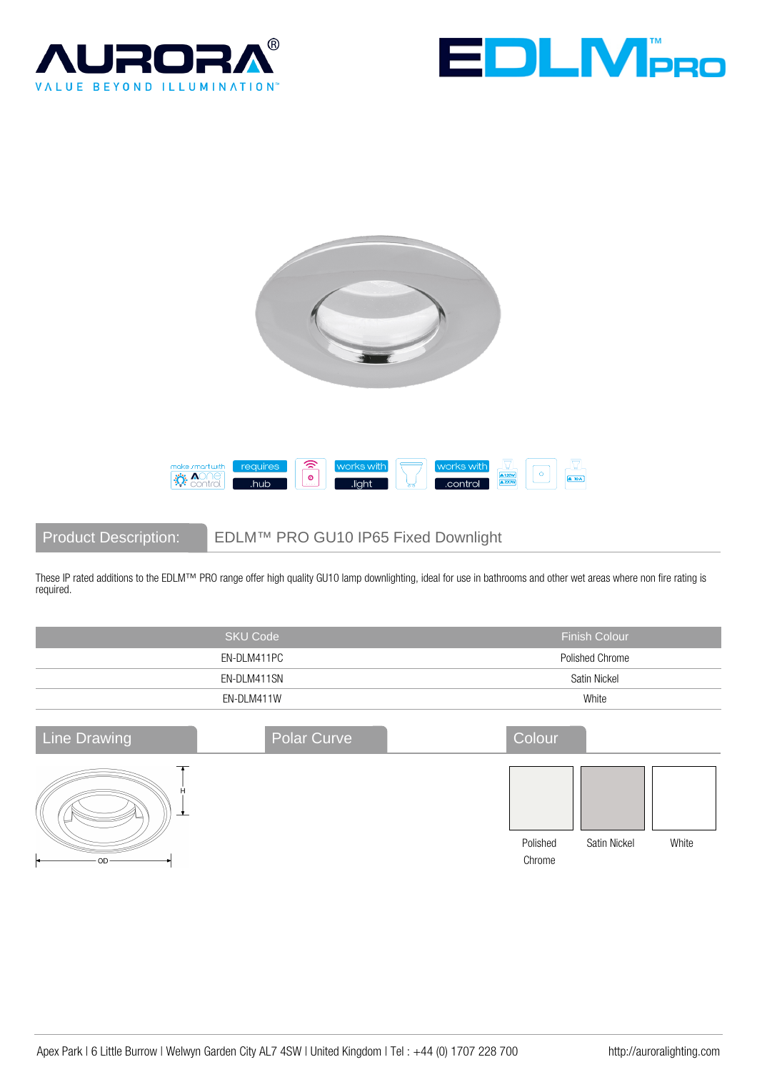AURORA®
VALUE BEYOND ILLUMINATION™

EDLM™ PRO

make smart with Aone control | requires .hub | works with .light | works with .control

## Product Description: EDLM™ PRO GU10 IP65 Fixed Downlight

These IP rated additions to the EDLM™ PRO range offer high quality GU10 lamp downlighting, ideal for use in bathrooms and other wet areas where non fire rating is required.

| SKU Code | Finish Colour |
|---|---|
| EN-DLM411PC | Polished Chrome |
| EN-DLM411SN | Satin Nickel |
| EN-DLM411W | White |

## Line Drawing

H

OD

## Polar Curve

## Colour

Polished Chrome | Satin Nickel | White

Apex Park | 6 Little Burrow | Welwyn Garden City AL7 4SW | United Kingdom | Tel : +44 (0) 1707 228 700 http://auroralighting.com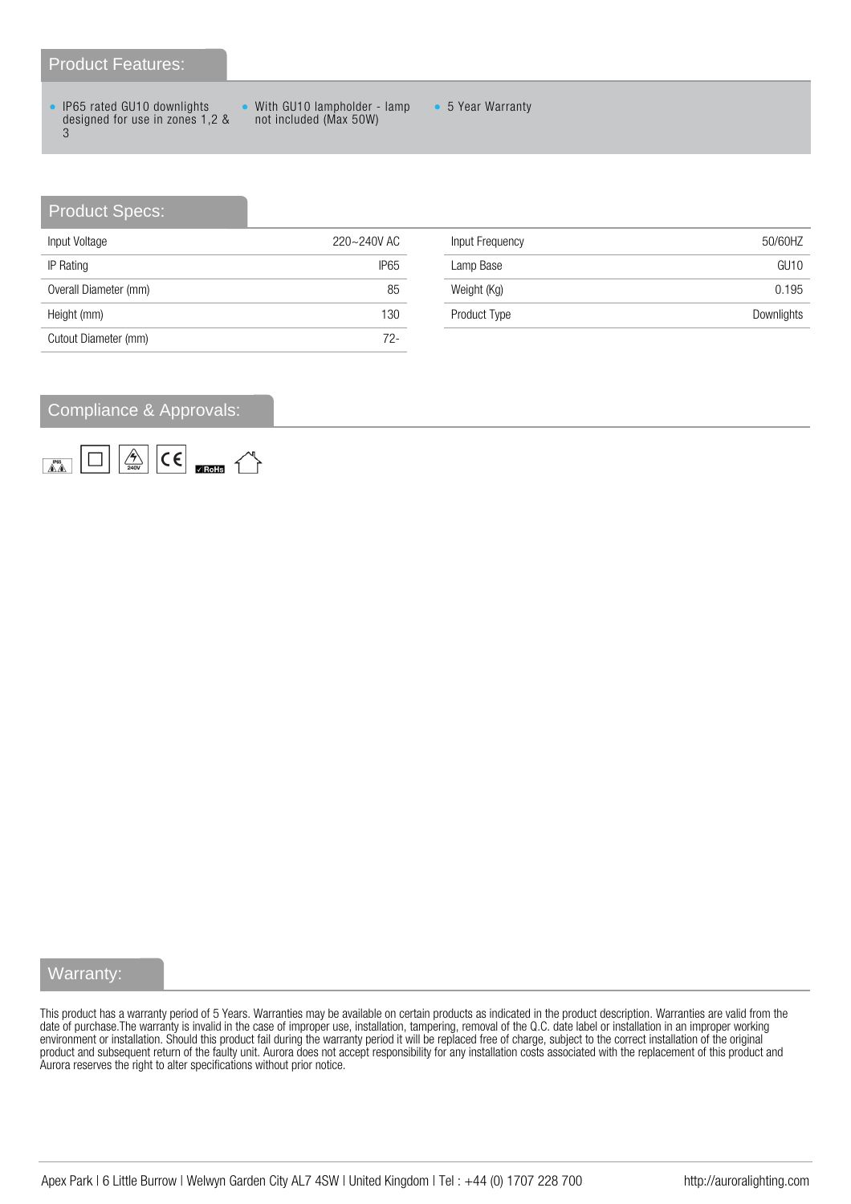## Product Features:

- IP65 rated GU10 downlights designed for use in zones 1,2 & 3
- With GU10 lampholder - lamp not included (Max 50W)
- 5 Year Warranty

## Product Specs:

| | | | |
|---|---|---|---|
| Input Voltage | 220~240V AC | Input Frequency | 50/60HZ |
| IP Rating | IP65 | Lamp Base | GU10 |
| Overall Diameter (mm) | 85 | Weight (Kg) | 0.195 |
| Height (mm) | 130 | Product Type | Downlights |
| Cutout Diameter (mm) | 72- | | |

## Compliance & Approvals:

IP65 240V CE RoHS

## Warranty:

This product has a warranty period of 5 Years. Warranties may be available on certain products as indicated in the product description. Warranties are valid from the date of purchase.The warranty is invalid in the case of improper use, installation, tampering, removal of the Q.C. date label or installation in an improper working environment or installation. Should this product fail during the warranty period it will be replaced free of charge, subject to the correct installation of the original product and subsequent return of the faulty unit. Aurora does not accept responsibility for any installation costs associated with the replacement of this product and Aurora reserves the right to alter specifications without prior notice.

Apex Park | 6 Little Burrow | Welwyn Garden City AL7 4SW | United Kingdom | Tel : +44 (0) 1707 228 700 http://auroralighting.com